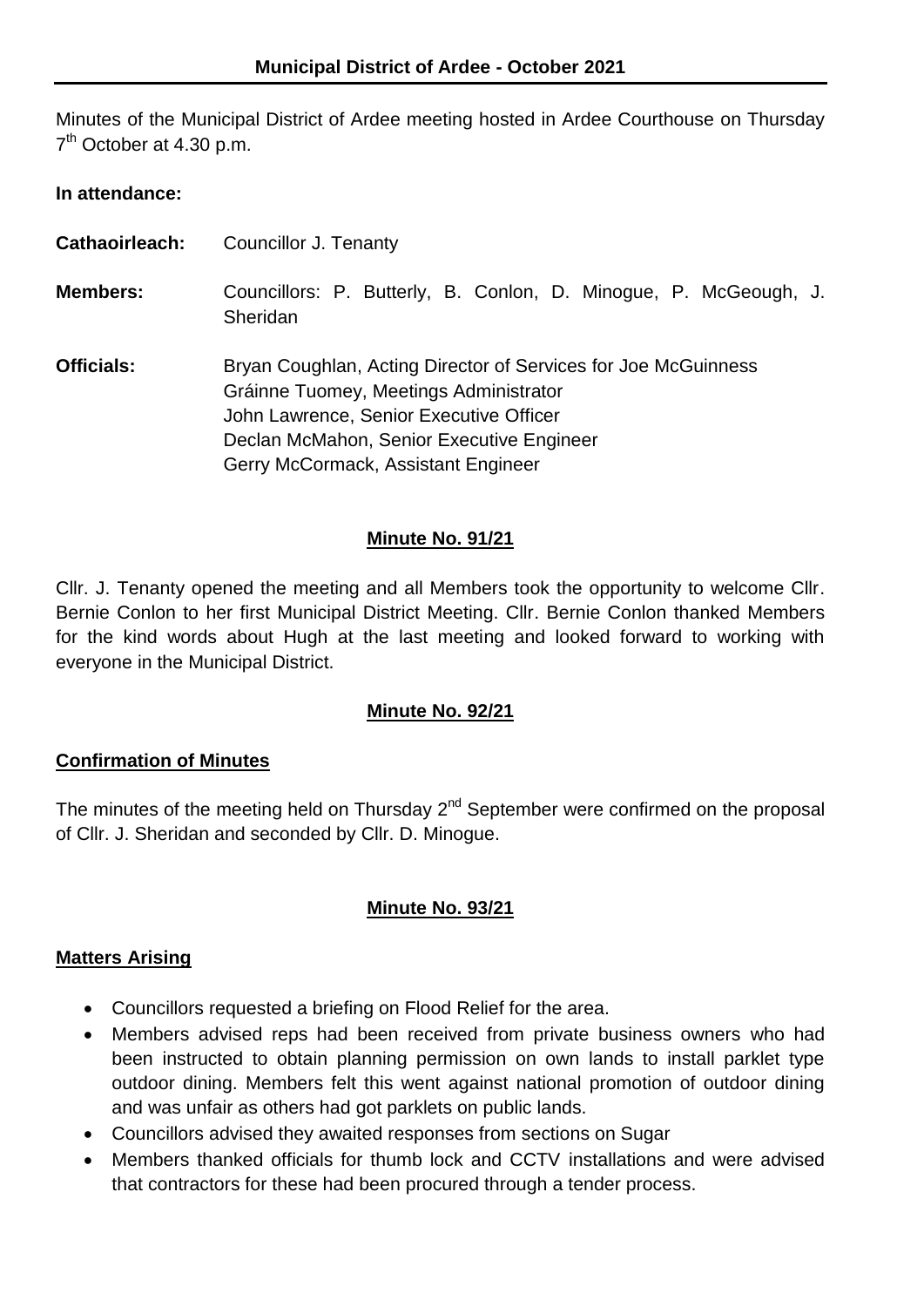**Municipal District of Ardee - October 2021**

Minutes of the Municipal District of Ardee meeting hosted in Ardee Courthouse on Thursday 7th October at 4.30 p.m.

**In attendance:**

**Cathaoirleach:** Councillor J. Tenanty

**Members:** Councillors: P. Butterly, B. Conlon, D. Minogue, P. McGeough, J. Sheridan

**Officials:** Bryan Coughlan, Acting Director of Services for Joe McGuinness
Gráinne Tuomey, Meetings Administrator
John Lawrence, Senior Executive Officer
Declan McMahon, Senior Executive Engineer
Gerry McCormack, Assistant Engineer

**Minute No. 91/21**

Cllr. J. Tenanty opened the meeting and all Members took the opportunity to welcome Cllr. Bernie Conlon to her first Municipal District Meeting. Cllr. Bernie Conlon thanked Members for the kind words about Hugh at the last meeting and looked forward to working with everyone in the Municipal District.

**Minute No. 92/21**

**Confirmation of Minutes**

The minutes of the meeting held on Thursday 2nd September were confirmed on the proposal of Cllr. J. Sheridan and seconded by Cllr. D. Minogue.

**Minute No. 93/21**

**Matters Arising**

- Councillors requested a briefing on Flood Relief for the area.
- Members advised reps had been received from private business owners who had been instructed to obtain planning permission on own lands to install parklet type outdoor dining. Members felt this went against national promotion of outdoor dining and was unfair as others had got parklets on public lands.
- Councillors advised they awaited responses from sections on Sugar
- Members thanked officials for thumb lock and CCTV installations and were advised that contractors for these had been procured through a tender process.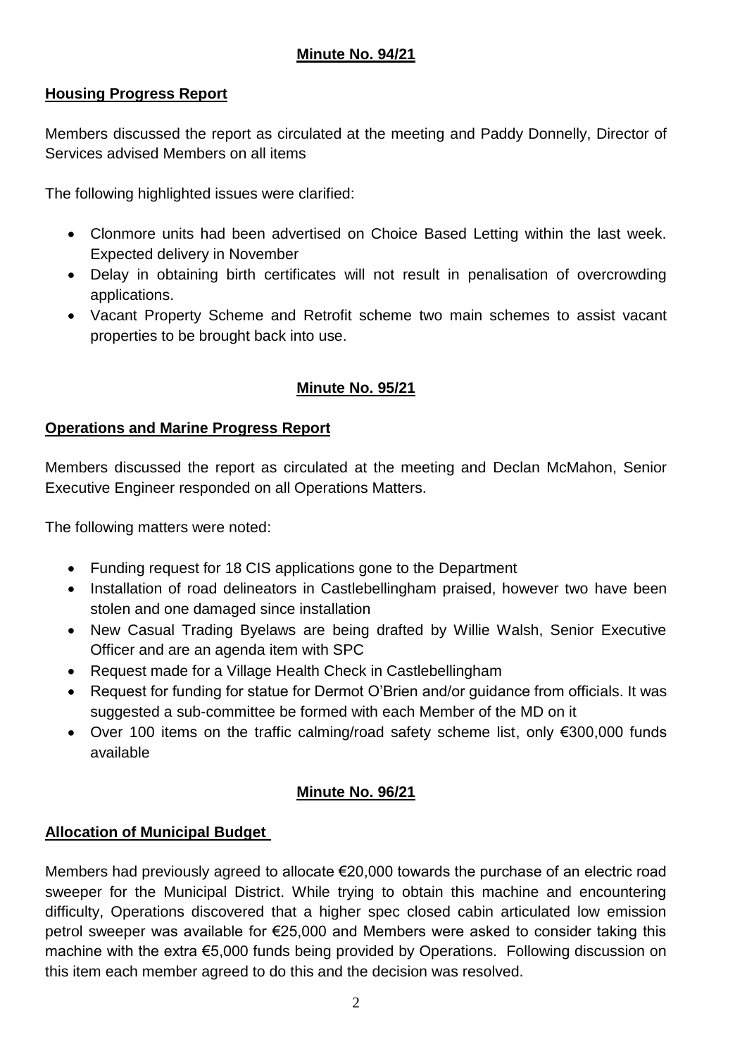**Minute No. 94/21**

**Housing Progress Report**

Members discussed the report as circulated at the meeting and Paddy Donnelly, Director of Services advised Members on all items

The following highlighted issues were clarified:

- Clonmore units had been advertised on Choice Based Letting within the last week. Expected delivery in November
- Delay in obtaining birth certificates will not result in penalisation of overcrowding applications.
- Vacant Property Scheme and Retrofit scheme two main schemes to assist vacant properties to be brought back into use.

**Minute No. 95/21**

**Operations and Marine Progress Report**

Members discussed the report as circulated at the meeting and Declan McMahon, Senior Executive Engineer responded on all Operations Matters.

The following matters were noted:

- Funding request for 18 CIS applications gone to the Department
- Installation of road delineators in Castlebellingham praised, however two have been stolen and one damaged since installation
- New Casual Trading Byelaws are being drafted by Willie Walsh, Senior Executive Officer and are an agenda item with SPC
- Request made for a Village Health Check in Castlebellingham
- Request for funding for statue for Dermot O'Brien and/or guidance from officials. It was suggested a sub-committee be formed with each Member of the MD on it
- Over 100 items on the traffic calming/road safety scheme list, only €300,000 funds available

**Minute No. 96/21**

**Allocation of Municipal Budget**

Members had previously agreed to allocate €20,000 towards the purchase of an electric road sweeper for the Municipal District. While trying to obtain this machine and encountering difficulty, Operations discovered that a higher spec closed cabin articulated low emission petrol sweeper was available for €25,000 and Members were asked to consider taking this machine with the extra €5,000 funds being provided by Operations. Following discussion on this item each member agreed to do this and the decision was resolved.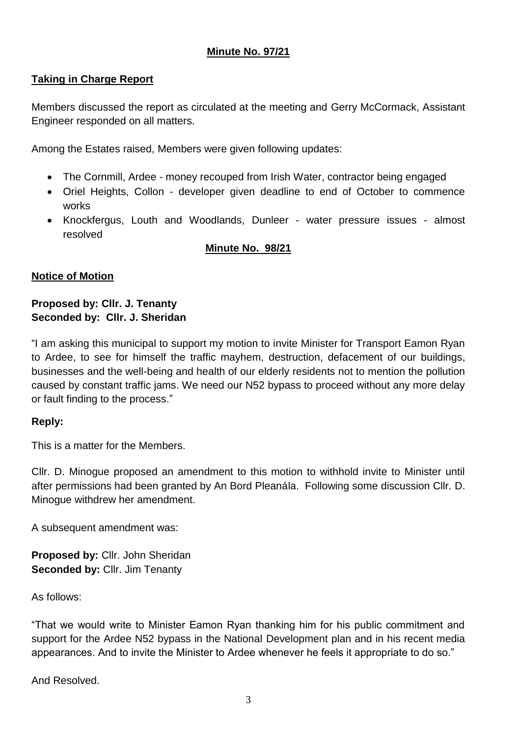**Minute No. 97/21**

**Taking in Charge Report**

Members discussed the report as circulated at the meeting and Gerry McCormack, Assistant Engineer responded on all matters.

Among the Estates raised, Members were given following updates:

- The Cornmill, Ardee - money recouped from Irish Water, contractor being engaged
- Oriel Heights, Collon - developer given deadline to end of October to commence works
- Knockfergus, Louth and Woodlands, Dunleer - water pressure issues - almost resolved

**Minute No. 98/21**

**Notice of Motion**

**Proposed by: Cllr. J. Tenanty**
**Seconded by: Cllr. J. Sheridan**

"I am asking this municipal to support my motion to invite Minister for Transport Eamon Ryan to Ardee, to see for himself the traffic mayhem, destruction, defacement of our buildings, businesses and the well-being and health of our elderly residents not to mention the pollution caused by constant traffic jams. We need our N52 bypass to proceed without any more delay or fault finding to the process."

**Reply:**

This is a matter for the Members.

Cllr. D. Minogue proposed an amendment to this motion to withhold invite to Minister until after permissions had been granted by An Bord Pleanála. Following some discussion Cllr. D. Minogue withdrew her amendment.

A subsequent amendment was:

**Proposed by:** Cllr. John Sheridan
**Seconded by:** Cllr. Jim Tenanty

As follows:

"That we would write to Minister Eamon Ryan thanking him for his public commitment and support for the Ardee N52 bypass in the National Development plan and in his recent media appearances. And to invite the Minister to Ardee whenever he feels it appropriate to do so."

And Resolved.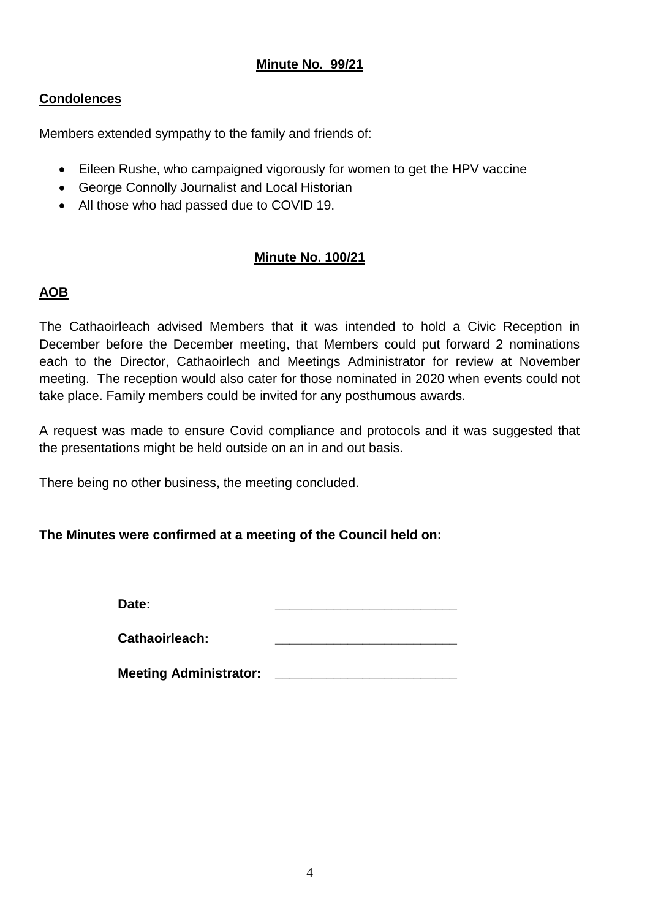**Minute No. 99/21**

## Condolences

Members extended sympathy to the family and friends of:

- Eileen Rushe, who campaigned vigorously for women to get the HPV vaccine
- George Connolly Journalist and Local Historian
- All those who had passed due to COVID 19.

**Minute No. 100/21**

## AOB

The Cathaoirleach advised Members that it was intended to hold a Civic Reception in December before the December meeting, that Members could put forward 2 nominations each to the Director, Cathaoirlech and Meetings Administrator for review at November meeting. The reception would also cater for those nominated in 2020 when events could not take place. Family members could be invited for any posthumous awards.

A request was made to ensure Covid compliance and protocols and it was suggested that the presentations might be held outside on an in and out basis.

There being no other business, the meeting concluded.

**The Minutes were confirmed at a meeting of the Council held on:**

**Date:** ________________________

**Cathaoirleach:** ________________________

**Meeting Administrator:** ________________________